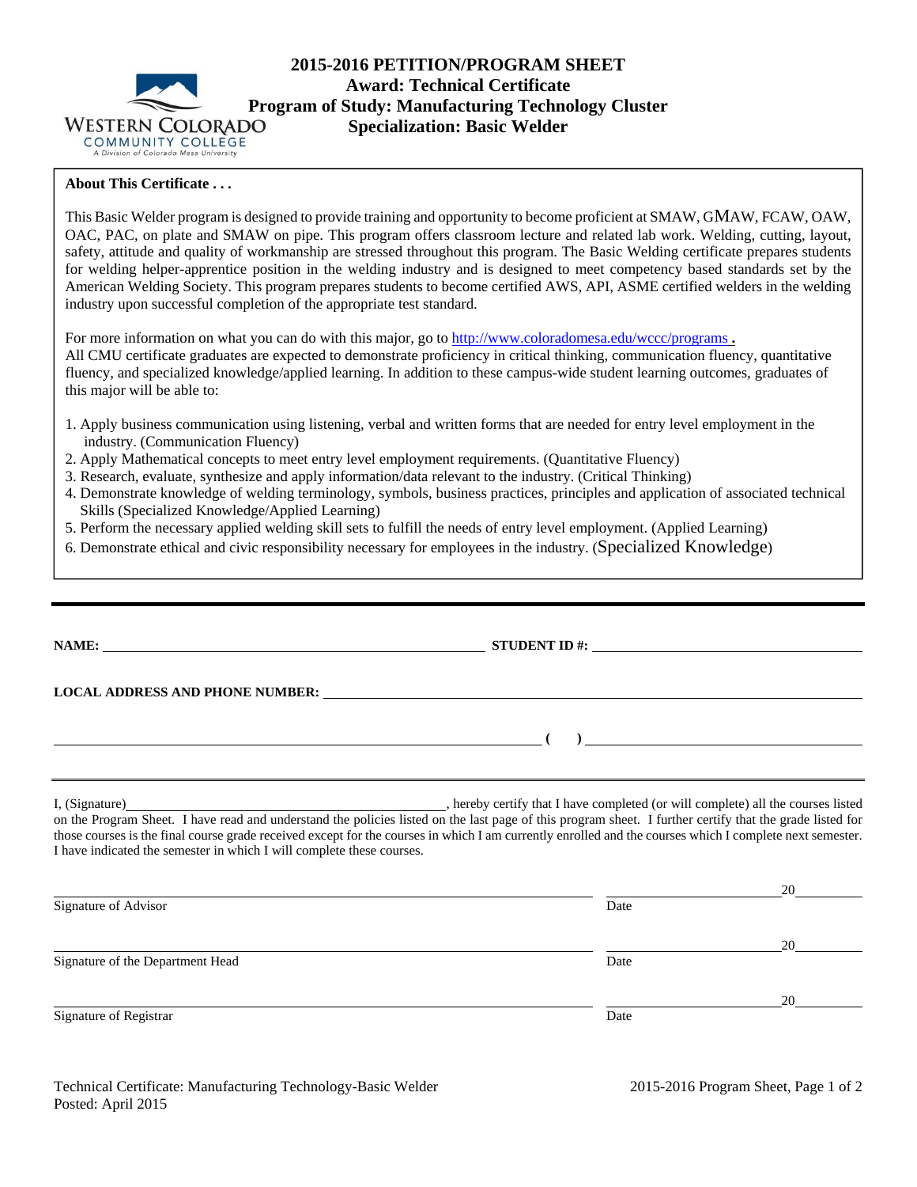# 2015-2016 PETITION/PROGRAM SHEET

## Award: Technical Certificate
## Program of Study: Manufacturing Technology Cluster
## Specialization: Basic Welder

WESTERN COLORADO COMMUNITY COLLEGE
A Division of Colorado Mesa University

**About This Certificate . . .**

This Basic Welder program is designed to provide training and opportunity to become proficient at SMAW, GMAW, FCAW, OAW, OAC, PAC, on plate and SMAW on pipe. This program offers classroom lecture and related lab work. Welding, cutting, layout, safety, attitude and quality of workmanship are stressed throughout this program. The Basic Welding certificate prepares students for welding helper-apprentice position in the welding industry and is designed to meet competency based standards set by the American Welding Society. This program prepares students to become certified AWS, API, ASME certified welders in the welding industry upon successful completion of the appropriate test standard.

For more information on what you can do with this major, go to http://www.coloradomesa.edu/wccc/programs **.**
All CMU certificate graduates are expected to demonstrate proficiency in critical thinking, communication fluency, quantitative fluency, and specialized knowledge/applied learning. In addition to these campus-wide student learning outcomes, graduates of this major will be able to:

1. Apply business communication using listening, verbal and written forms that are needed for entry level employment in the industry. (Communication Fluency)
2. Apply Mathematical concepts to meet entry level employment requirements. (Quantitative Fluency)
3. Research, evaluate, synthesize and apply information/data relevant to the industry. (Critical Thinking)
4. Demonstrate knowledge of welding terminology, symbols, business practices, principles and application of associated technical Skills (Specialized Knowledge/Applied Learning)
5. Perform the necessary applied welding skill sets to fulfill the needs of entry level employment. (Applied Learning)
6. Demonstrate ethical and civic responsibility necessary for employees in the industry. (Specialized Knowledge)

---

**NAME:** ______________________________ **STUDENT ID #:** ______________________________

**LOCAL ADDRESS AND PHONE NUMBER:** ______________________________

______________________________ **( )** ______________________________

I, (Signature)______________________________, hereby certify that I have completed (or will complete) all the courses listed on the Program Sheet. I have read and understand the policies listed on the last page of this program sheet. I further certify that the grade listed for those courses is the final course grade received except for the courses in which I am currently enrolled and the courses which I complete next semester. I have indicated the semester in which I will complete these courses.

______________________________ ______________ 20______
Signature of Advisor Date

______________________________ ______________ 20______
Signature of the Department Head Date

______________________________ ______________ 20______
Signature of Registrar Date

Technical Certificate: Manufacturing Technology-Basic Welder
Posted: April 2015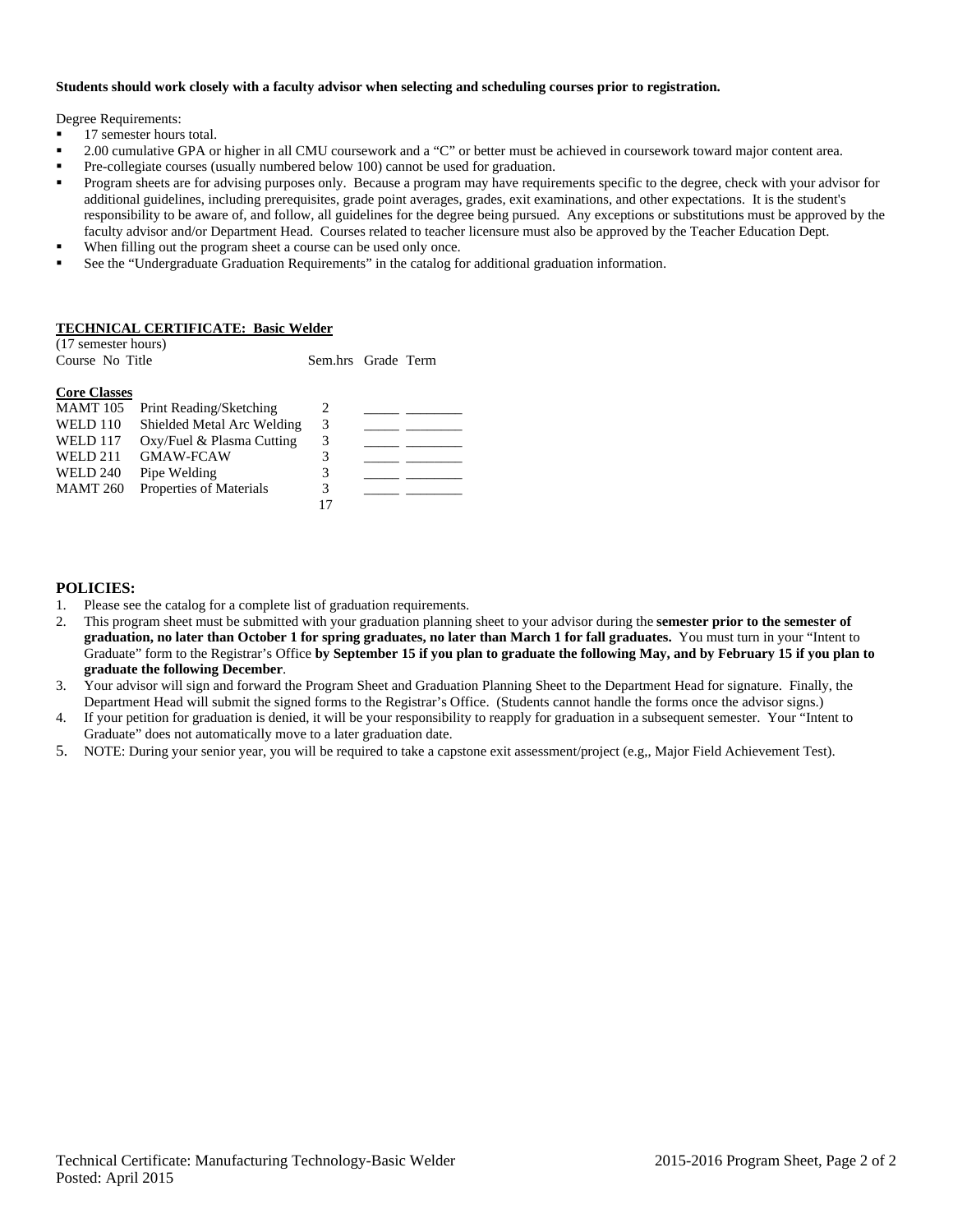**Students should work closely with a faculty advisor when selecting and scheduling courses prior to registration.**

Degree Requirements:

- 17 semester hours total.
- 2.00 cumulative GPA or higher in all CMU coursework and a "C" or better must be achieved in coursework toward major content area.
- Pre-collegiate courses (usually numbered below 100) cannot be used for graduation.
- Program sheets are for advising purposes only. Because a program may have requirements specific to the degree, check with your advisor for additional guidelines, including prerequisites, grade point averages, grades, exit examinations, and other expectations. It is the student's responsibility to be aware of, and follow, all guidelines for the degree being pursued. Any exceptions or substitutions must be approved by the faculty advisor and/or Department Head. Courses related to teacher licensure must also be approved by the Teacher Education Dept.
- When filling out the program sheet a course can be used only once.
- See the "Undergraduate Graduation Requirements" in the catalog for additional graduation information.

**TECHNICAL CERTIFICATE: Basic Welder**

(17 semester hours)

| Course No | Title | Sem.hrs | Grade | Term |
|---|---|---|---|---|
| **Core Classes** | | | | |
| MAMT 105 | Print Reading/Sketching | 2 | _____ | ________ |
| WELD 110 | Shielded Metal Arc Welding | 3 | _____ | ________ |
| WELD 117 | Oxy/Fuel & Plasma Cutting | 3 | _____ | ________ |
| WELD 211 | GMAW-FCAW | 3 | _____ | ________ |
| WELD 240 | Pipe Welding | 3 | _____ | ________ |
| MAMT 260 | Properties of Materials | 3 | _____ | ________ |
| | | 17 | | |

## POLICIES:

1. Please see the catalog for a complete list of graduation requirements.
2. This program sheet must be submitted with your graduation planning sheet to your advisor during the **semester prior to the semester of graduation, no later than October 1 for spring graduates, no later than March 1 for fall graduates.** You must turn in your "Intent to Graduate" form to the Registrar's Office **by September 15 if you plan to graduate the following May, and by February 15 if you plan to graduate the following December**.
3. Your advisor will sign and forward the Program Sheet and Graduation Planning Sheet to the Department Head for signature. Finally, the Department Head will submit the signed forms to the Registrar's Office. (Students cannot handle the forms once the advisor signs.)
4. If your petition for graduation is denied, it will be your responsibility to reapply for graduation in a subsequent semester. Your "Intent to Graduate" does not automatically move to a later graduation date.
5. NOTE: During your senior year, you will be required to take a capstone exit assessment/project (e.g,, Major Field Achievement Test).

Technical Certificate: Manufacturing Technology-Basic Welder
Posted: April 2015